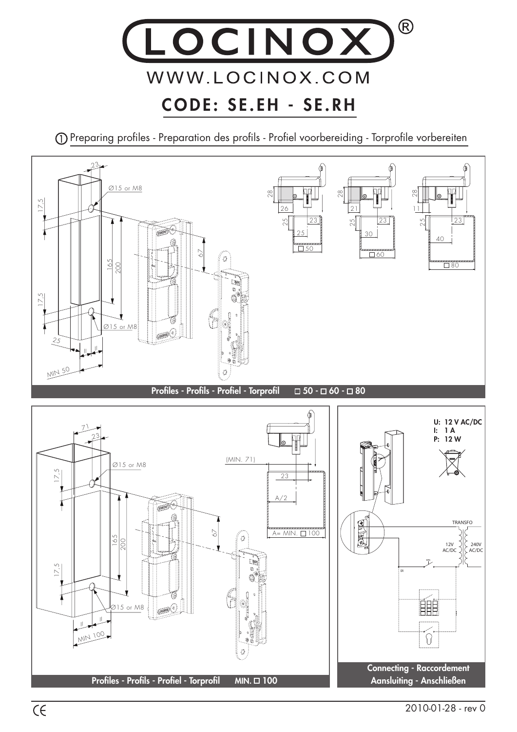# LOCINOX®

WWW.LOCINOX.COM

## CODE: SE.EH - SE.RH

### ① Preparing profiles - Preparation des profils - Profiel voorbereiding - Torprofile vorbereiten

Ø15 or M8

Profiles - Profils - Profiel - Torprofil □ 50 - □ 60 - □ 80

Profiles - Profils - Profiel - Torprofil MIN. □ 100

(MIN. 71)

A= MIN. □ 100

U: 12 V AC/DC
I: 1 A
P: 12 W

TRANSFO

12V AC/DC

240V AC/DC

Connecting - Raccordement
Aansluiting - Anschließen

2010-01-28 - rev 0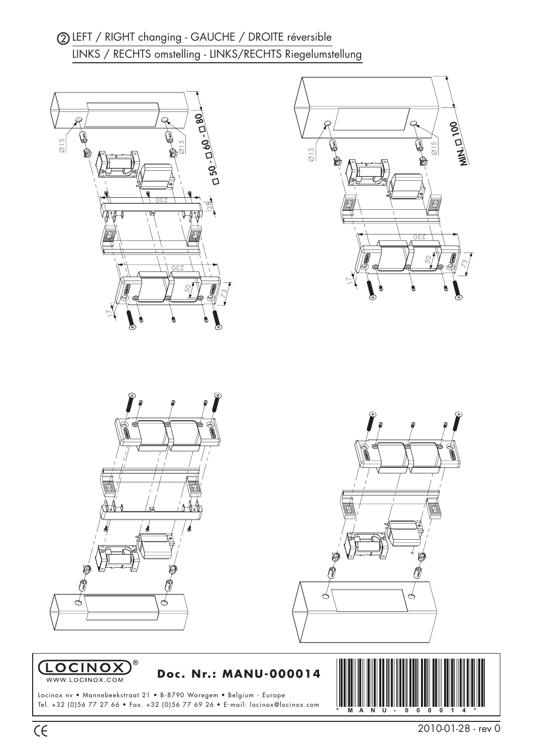## ② LEFT / RIGHT changing - GAUCHE / DROITE réversible
## LINKS / RECHTS omstelling - LINKS/RECHTS Riegelumstellung

Ø15

Ø15

□50 - □60 - □80

230

28

230

50

73

17

Ø15

Ø15

MIN. □100

230

50

73

17

LOCINOX®
WWW.LOCINOX.COM

**Doc. Nr.: MANU-000014**

Locinox nv • Mannebeekstraat 21 • B-8790 Waregem • Belgium - Europe
Tel. +32 (0)56 77 27 66 • Fax. +32 (0)56 77 69 26 • E-mail: locinox@locinox.com

*MANU-000014*

CE

2010-01-28 - rev 0